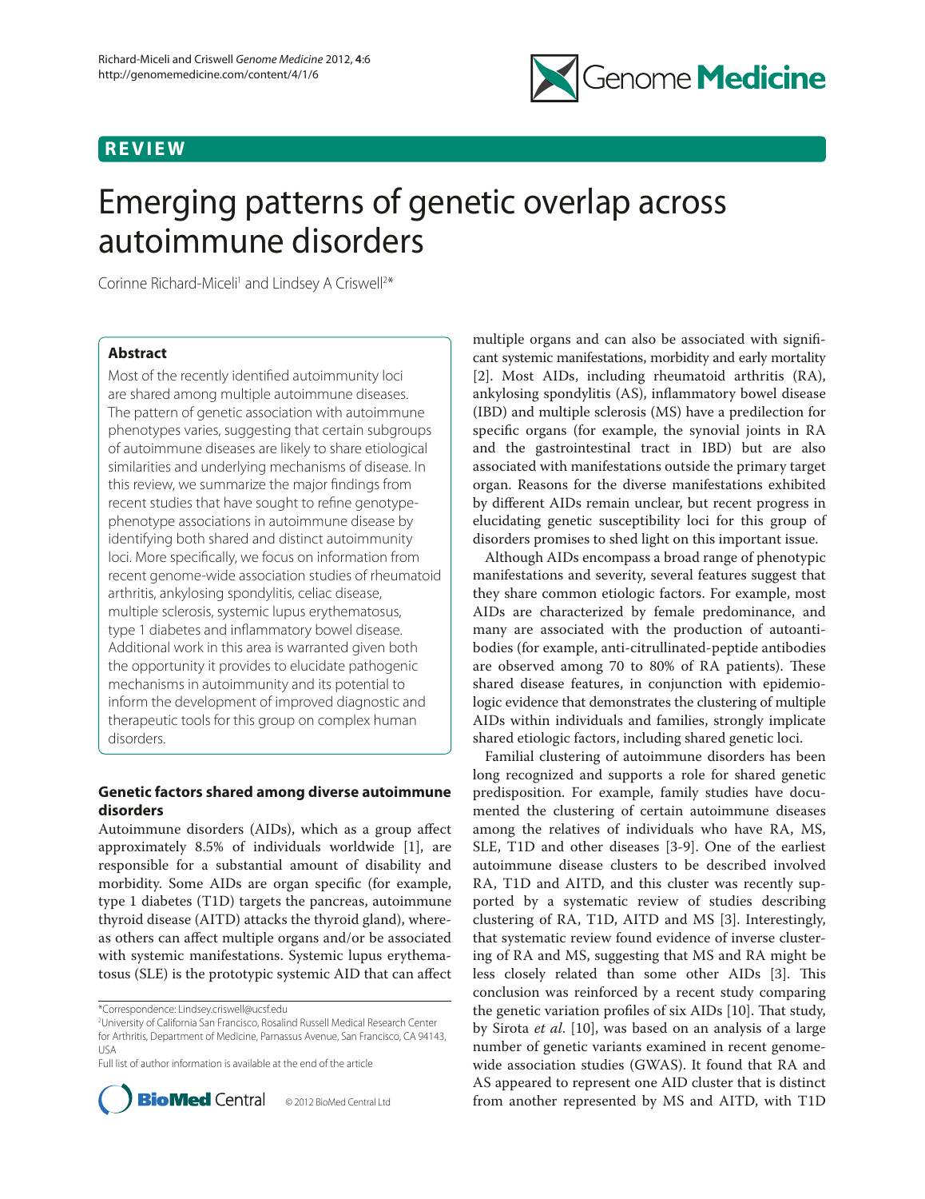REVIEW

# Emerging patterns of genetic overlap across autoimmune disorders

Corinne Richard-Miceli[1] and Lindsey A Criswell[2]*

## Abstract

Most of the recently identified autoimmunity loci are shared among multiple autoimmune diseases. The pattern of genetic association with autoimmune phenotypes varies, suggesting that certain subgroups of autoimmune diseases are likely to share etiological similarities and underlying mechanisms of disease. In this review, we summarize the major findings from recent studies that have sought to refine genotype-phenotype associations in autoimmune disease by identifying both shared and distinct autoimmunity loci. More specifically, we focus on information from recent genome-wide association studies of rheumatoid arthritis, ankylosing spondylitis, celiac disease, multiple sclerosis, systemic lupus erythematosus, type 1 diabetes and inflammatory bowel disease. Additional work in this area is warranted given both the opportunity it provides to elucidate pathogenic mechanisms in autoimmunity and its potential to inform the development of improved diagnostic and therapeutic tools for this group on complex human disorders.

## Genetic factors shared among diverse autoimmune disorders

Autoimmune disorders (AIDs), which as a group affect approximately 8.5% of individuals worldwide [1], are responsible for a substantial amount of disability and morbidity. Some AIDs are organ specific (for example, type 1 diabetes (T1D) targets the pancreas, autoimmune thyroid disease (AITD) attacks the thyroid gland), whereas others can affect multiple organs and/or be associated with systemic manifestations. Systemic lupus erythematosus (SLE) is the prototypic systemic AID that can affect multiple organs and can also be associated with significant systemic manifestations, morbidity and early mortality [2]. Most AIDs, including rheumatoid arthritis (RA), ankylosing spondylitis (AS), inflammatory bowel disease (IBD) and multiple sclerosis (MS) have a predilection for specific organs (for example, the synovial joints in RA and the gastrointestinal tract in IBD) but are also associated with manifestations outside the primary target organ. Reasons for the diverse manifestations exhibited by different AIDs remain unclear, but recent progress in elucidating genetic susceptibility loci for this group of disorders promises to shed light on this important issue.

Although AIDs encompass a broad range of phenotypic manifestations and severity, several features suggest that they share common etiologic factors. For example, most AIDs are characterized by female predominance, and many are associated with the production of autoantibodies (for example, anti-citrullinated-peptide antibodies are observed among 70 to 80% of RA patients). These shared disease features, in conjunction with epidemiologic evidence that demonstrates the clustering of multiple AIDs within individuals and families, strongly implicate shared etiologic factors, including shared genetic loci.

Familial clustering of autoimmune disorders has been long recognized and supports a role for shared genetic predisposition. For example, family studies have documented the clustering of certain autoimmune diseases among the relatives of individuals who have RA, MS, SLE, T1D and other diseases [3-9]. One of the earliest autoimmune disease clusters to be described involved RA, T1D and AITD, and this cluster was recently supported by a systematic review of studies describing clustering of RA, T1D, AITD and MS [3]. Interestingly, that systematic review found evidence of inverse clustering of RA and MS, suggesting that MS and RA might be less closely related than some other AIDs [3]. This conclusion was reinforced by a recent study comparing the genetic variation profiles of six AIDs [10]. That study, by Sirota *et al.* [10], was based on an analysis of a large number of genetic variants examined in recent genome-wide association studies (GWAS). It found that RA and AS appeared to represent one AID cluster that is distinct from another represented by MS and AITD, with T1D

*Correspondence: Lindsey.criswell@ucsf.edu
[2]University of California San Francisco, Rosalind Russell Medical Research Center for Arthritis, Department of Medicine, Parnassus Avenue, San Francisco, CA 94143, USA
Full list of author information is available at the end of the article

© 2012 BioMed Central Ltd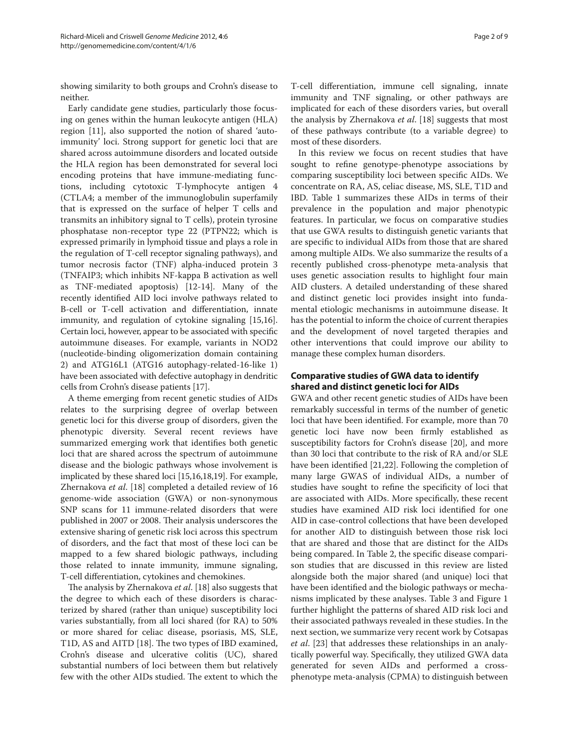showing similarity to both groups and Crohn's disease to neither.

Early candidate gene studies, particularly those focusing on genes within the human leukocyte antigen (HLA) region [11], also supported the notion of shared 'autoimmunity' loci. Strong support for genetic loci that are shared across autoimmune disorders and located outside the HLA region has been demonstrated for several loci encoding proteins that have immune-mediating functions, including cytotoxic T-lymphocyte antigen 4 (CTLA4; a member of the immunoglobulin superfamily that is expressed on the surface of helper T cells and transmits an inhibitory signal to T cells), protein tyrosine phosphatase non-receptor type 22 (PTPN22; which is expressed primarily in lymphoid tissue and plays a role in the regulation of T-cell receptor signaling pathways), and tumor necrosis factor (TNF) alpha-induced protein 3 (TNFAIP3; which inhibits NF-kappa B activation as well as TNF-mediated apoptosis) [12-14]. Many of the recently identified AID loci involve pathways related to B-cell or T-cell activation and differentiation, innate immunity, and regulation of cytokine signaling [15,16]. Certain loci, however, appear to be associated with specific autoimmune diseases. For example, variants in NOD2 (nucleotide-binding oligomerization domain containing 2) and ATG16L1 (ATG16 autophagy-related-16-like 1) have been associated with defective autophagy in dendritic cells from Crohn's disease patients [17].

A theme emerging from recent genetic studies of AIDs relates to the surprising degree of overlap between genetic loci for this diverse group of disorders, given the phenotypic diversity. Several recent reviews have summarized emerging work that identifies both genetic loci that are shared across the spectrum of autoimmune disease and the biologic pathways whose involvement is implicated by these shared loci [15,16,18,19]. For example, Zhernakova *et al*. [18] completed a detailed review of 16 genome-wide association (GWA) or non-synonymous SNP scans for 11 immune-related disorders that were published in 2007 or 2008. Their analysis underscores the extensive sharing of genetic risk loci across this spectrum of disorders, and the fact that most of these loci can be mapped to a few shared biologic pathways, including those related to innate immunity, immune signaling, T-cell differentiation, cytokines and chemokines.

The analysis by Zhernakova *et al*. [18] also suggests that the degree to which each of these disorders is characterized by shared (rather than unique) susceptibility loci varies substantially, from all loci shared (for RA) to 50% or more shared for celiac disease, psoriasis, MS, SLE, T1D, AS and AITD [18]. The two types of IBD examined, Crohn's disease and ulcerative colitis (UC), shared substantial numbers of loci between them but relatively few with the other AIDs studied. The extent to which the T-cell differentiation, immune cell signaling, innate immunity and TNF signaling, or other pathways are implicated for each of these disorders varies, but overall the analysis by Zhernakova *et al*. [18] suggests that most of these pathways contribute (to a variable degree) to most of these disorders.

In this review we focus on recent studies that have sought to refine genotype-phenotype associations by comparing susceptibility loci between specific AIDs. We concentrate on RA, AS, celiac disease, MS, SLE, T1D and IBD. Table 1 summarizes these AIDs in terms of their prevalence in the population and major phenotypic features. In particular, we focus on comparative studies that use GWA results to distinguish genetic variants that are specific to individual AIDs from those that are shared among multiple AIDs. We also summarize the results of a recently published cross-phenotype meta-analysis that uses genetic association results to highlight four main AID clusters. A detailed understanding of these shared and distinct genetic loci provides insight into fundamental etiologic mechanisms in autoimmune disease. It has the potential to inform the choice of current therapies and the development of novel targeted therapies and other interventions that could improve our ability to manage these complex human disorders.

## Comparative studies of GWA data to identify shared and distinct genetic loci for AIDs

GWA and other recent genetic studies of AIDs have been remarkably successful in terms of the number of genetic loci that have been identified. For example, more than 70 genetic loci have now been firmly established as susceptibility factors for Crohn's disease [20], and more than 30 loci that contribute to the risk of RA and/or SLE have been identified [21,22]. Following the completion of many large GWAS of individual AIDs, a number of studies have sought to refine the specificity of loci that are associated with AIDs. More specifically, these recent studies have examined AID risk loci identified for one AID in case-control collections that have been developed for another AID to distinguish between those risk loci that are shared and those that are distinct for the AIDs being compared. In Table 2, the specific disease comparison studies that are discussed in this review are listed alongside both the major shared (and unique) loci that have been identified and the biologic pathways or mechanisms implicated by these analyses. Table 3 and Figure 1 further highlight the patterns of shared AID risk loci and their associated pathways revealed in these studies. In the next section, we summarize very recent work by Cotsapas *et al*. [23] that addresses these relationships in an analytically powerful way. Specifically, they utilized GWA data generated for seven AIDs and performed a cross-phenotype meta-analysis (CPMA) to distinguish between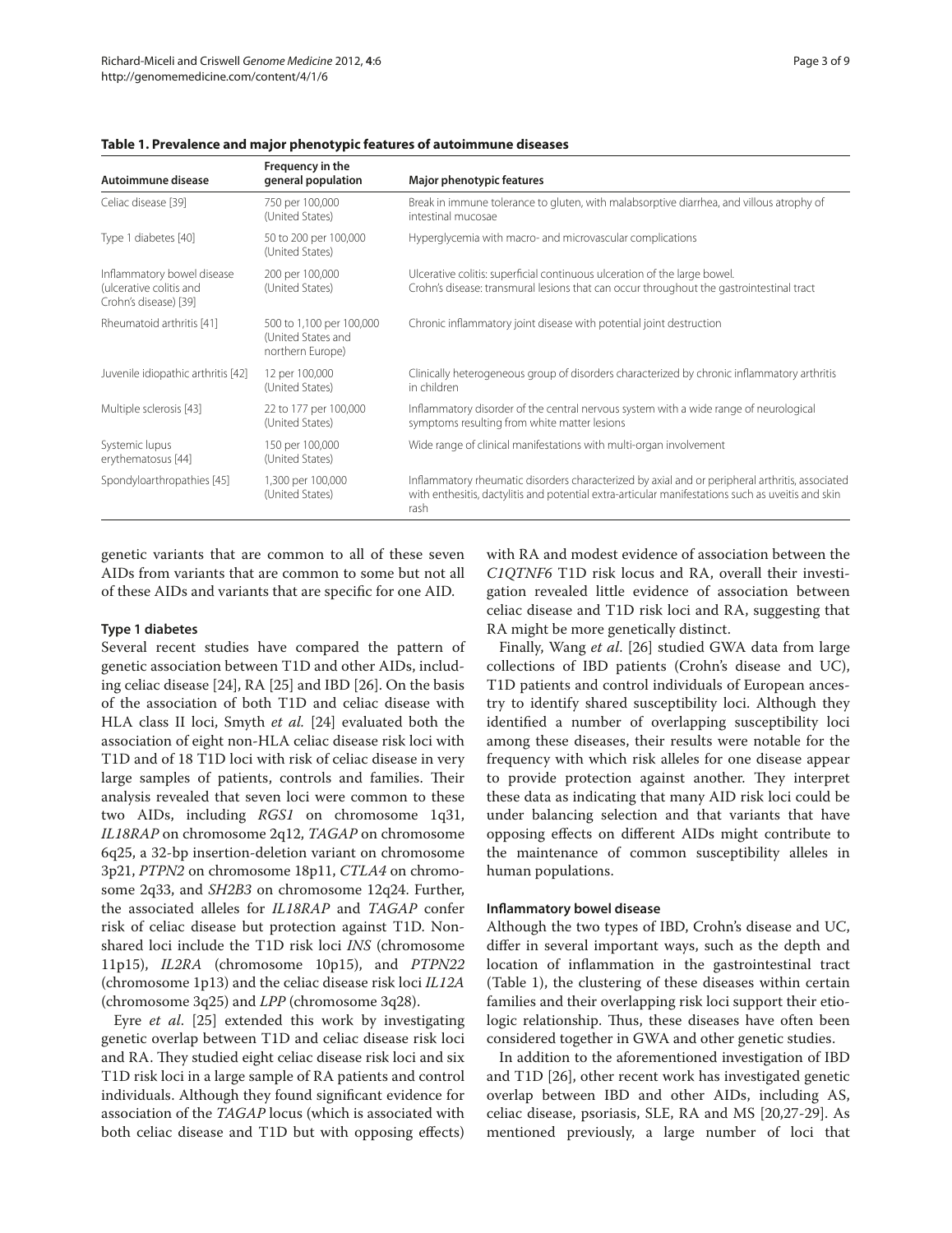**Table 1. Prevalence and major phenotypic features of autoimmune diseases**

| Autoimmune disease | Frequency in the general population | Major phenotypic features |
|---|---|---|
| Celiac disease [39] | 750 per 100,000 (United States) | Break in immune tolerance to gluten, with malabsorptive diarrhea, and villous atrophy of intestinal mucosae |
| Type 1 diabetes [40] | 50 to 200 per 100,000 (United States) | Hyperglycemia with macro- and microvascular complications |
| Inflammatory bowel disease (ulcerative colitis and Crohn's disease) [39] | 200 per 100,000 (United States) | Ulcerative colitis: superficial continuous ulceration of the large bowel. Crohn's disease: transmural lesions that can occur throughout the gastrointestinal tract |
| Rheumatoid arthritis [41] | 500 to 1,100 per 100,000 (United States and northern Europe) | Chronic inflammatory joint disease with potential joint destruction |
| Juvenile idiopathic arthritis [42] | 12 per 100,000 (United States) | Clinically heterogeneous group of disorders characterized by chronic inflammatory arthritis in children |
| Multiple sclerosis [43] | 22 to 177 per 100,000 (United States) | Inflammatory disorder of the central nervous system with a wide range of neurological symptoms resulting from white matter lesions |
| Systemic lupus erythematosus [44] | 150 per 100,000 (United States) | Wide range of clinical manifestations with multi-organ involvement |
| Spondyloarthropathies [45] | 1,300 per 100,000 (United States) | Inflammatory rheumatic disorders characterized by axial and or peripheral arthritis, associated with enthesitis, dactylitis and potential extra-articular manifestations such as uveitis and skin rash |

genetic variants that are common to all of these seven AIDs from variants that are common to some but not all of these AIDs and variants that are specific for one AID.

### Type 1 diabetes

Several recent studies have compared the pattern of genetic association between T1D and other AIDs, including celiac disease [24], RA [25] and IBD [26]. On the basis of the association of both T1D and celiac disease with HLA class II loci, Smyth *et al*. [24] evaluated both the association of eight non-HLA celiac disease risk loci with T1D and of 18 T1D loci with risk of celiac disease in very large samples of patients, controls and families. Their analysis revealed that seven loci were common to these two AIDs, including *RGS1* on chromosome 1q31, *IL18RAP* on chromosome 2q12, *TAGAP* on chromosome 6q25, a 32-bp insertion-deletion variant on chromosome 3p21, *PTPN2* on chromosome 18p11, *CTLA4* on chromosome 2q33, and *SH2B3* on chromosome 12q24. Further, the associated alleles for *IL18RAP* and *TAGAP* confer risk of celiac disease but protection against T1D. Non-shared loci include the T1D risk loci *INS* (chromosome 11p15), *IL2RA* (chromosome 10p15), and *PTPN22* (chromosome 1p13) and the celiac disease risk loci *IL12A* (chromosome 3q25) and *LPP* (chromosome 3q28).

Eyre *et al*. [25] extended this work by investigating genetic overlap between T1D and celiac disease risk loci and RA. They studied eight celiac disease risk loci and six T1D risk loci in a large sample of RA patients and control individuals. Although they found significant evidence for association of the *TAGAP* locus (which is associated with both celiac disease and T1D but with opposing effects) with RA and modest evidence of association between the *C1QTNF6* T1D risk locus and RA, overall their investigation revealed little evidence of association between celiac disease and T1D risk loci and RA, suggesting that RA might be more genetically distinct.

Finally, Wang *et al*. [26] studied GWA data from large collections of IBD patients (Crohn's disease and UC), T1D patients and control individuals of European ancestry to identify shared susceptibility loci. Although they identified a number of overlapping susceptibility loci among these diseases, their results were notable for the frequency with which risk alleles for one disease appear to provide protection against another. They interpret these data as indicating that many AID risk loci could be under balancing selection and that variants that have opposing effects on different AIDs might contribute to the maintenance of common susceptibility alleles in human populations.

### Inflammatory bowel disease

Although the two types of IBD, Crohn's disease and UC, differ in several important ways, such as the depth and location of inflammation in the gastrointestinal tract (Table 1), the clustering of these diseases within certain families and their overlapping risk loci support their etiologic relationship. Thus, these diseases have often been considered together in GWA and other genetic studies.

In addition to the aforementioned investigation of IBD and T1D [26], other recent work has investigated genetic overlap between IBD and other AIDs, including AS, celiac disease, psoriasis, SLE, RA and MS [20,27-29]. As mentioned previously, a large number of loci that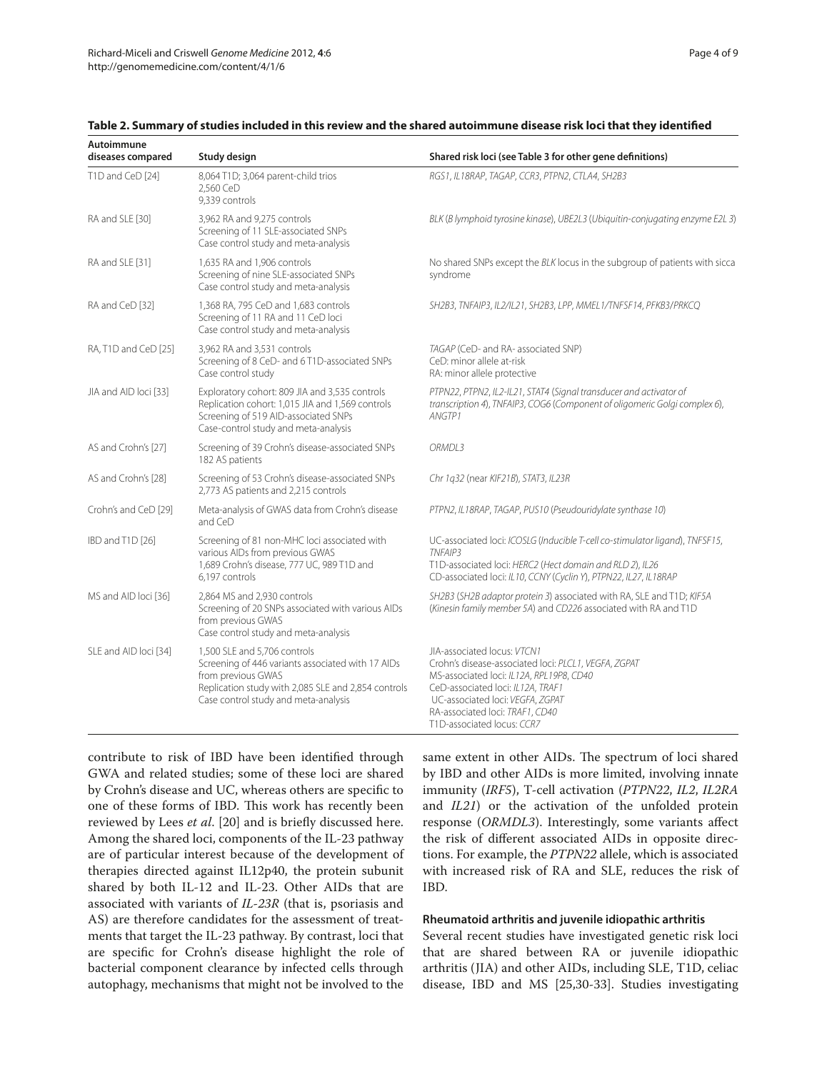**Table 2. Summary of studies included in this review and the shared autoimmune disease risk loci that they identified**

| Autoimmune diseases compared | Study design | Shared risk loci (see Table 3 for other gene definitions) |
|---|---|---|
| T1D and CeD [24] | 8,064 T1D; 3,064 parent-child trios<br>2,560 CeD<br>9,339 controls | *RGS1, IL18RAP, TAGAP, CCR3, PTPN2, CTLA4, SH2B3* |
| RA and SLE [30] | 3,962 RA and 9,275 controls<br>Screening of 11 SLE-associated SNPs<br>Case control study and meta-analysis | *BLK* (*B lymphoid tyrosine kinase*), *UBE2L3* (*Ubiquitin-conjugating enzyme E2L 3*) |
| RA and SLE [31] | 1,635 RA and 1,906 controls<br>Screening of nine SLE-associated SNPs<br>Case control study and meta-analysis | No shared SNPs except the *BLK* locus in the subgroup of patients with sicca syndrome |
| RA and CeD [32] | 1,368 RA, 795 CeD and 1,683 controls<br>Screening of 11 RA and 11 CeD loci<br>Case control study and meta-analysis | *SH2B3, TNFAIP3, IL2/IL21, SH2B3, LPP, MMEL1/TNFSF14, PFKB3/PRKCQ* |
| RA, T1D and CeD [25] | 3,962 RA and 3,531 controls<br>Screening of 8 CeD- and 6 T1D-associated SNPs<br>Case control study | *TAGAP* (CeD- and RA- associated SNP)<br>CeD: minor allele at-risk<br>RA: minor allele protective |
| JIA and AID loci [33] | Exploratory cohort: 809 JIA and 3,535 controls<br>Replication cohort: 1,015 JIA and 1,569 controls<br>Screening of 519 AID-associated SNPs<br>Case-control study and meta-analysis | *PTPN22, PTPN2, IL2-IL21, STAT4* (*Signal transducer and activator of transcription 4*), *TNFAIP3, COG6* (*Component of oligomeric Golgi complex 6*), *ANGTP1* |
| AS and Crohn's [27] | Screening of 39 Crohn's disease-associated SNPs<br>182 AS patients | *ORMDL3* |
| AS and Crohn's [28] | Screening of 53 Crohn's disease-associated SNPs<br>2,773 AS patients and 2,215 controls | *Chr 1q32* (near *KIF21B*), *STAT3, IL23R* |
| Crohn's and CeD [29] | Meta-analysis of GWAS data from Crohn's disease and CeD | *PTPN2, IL18RAP, TAGAP, PUS10* (*Pseudouridylate synthase 10*) |
| IBD and T1D [26] | Screening of 81 non-MHC loci associated with various AIDs from previous GWAS<br>1,689 Crohn's disease, 777 UC, 989 T1D and 6,197 controls | UC-associated loci: *ICOSLG* (*Inducible T-cell co-stimulator ligand*), *TNFSF15, TNFAIP3*<br>T1D-associated loci: *HERC2* (*Hect domain and RLD 2*), *IL26*<br>CD-associated loci: *IL10, CCNY* (*Cyclin Y*), *PTPN22, IL27, IL18RAP* |
| MS and AID loci [36] | 2,864 MS and 2,930 controls<br>Screening of 20 SNPs associated with various AIDs from previous GWAS<br>Case control study and meta-analysis | *SH2B3* (*SH2B adaptor protein 3*) associated with RA, SLE and T1D; *KIF5A* (*Kinesin family member 5A*) and *CD226* associated with RA and T1D |
| SLE and AID loci [34] | 1,500 SLE and 5,706 controls<br>Screening of 446 variants associated with 17 AIDs from previous GWAS<br>Replication study with 2,085 SLE and 2,854 controls<br>Case control study and meta-analysis | JIA-associated locus: *VTCN1*<br>Crohn's disease-associated loci: *PLCL1, VEGFA, ZGPAT*<br>MS-associated loci: *IL12A, RPL19P8, CD40*<br>CeD-associated loci: *IL12A, TRAF1*<br>UC-associated loci: *VEGFA, ZGPAT*<br>RA-associated loci: *TRAF1, CD40*<br>T1D-associated locus: *CCR7* |

contribute to risk of IBD have been identified through GWA and related studies; some of these loci are shared by Crohn's disease and UC, whereas others are specific to one of these forms of IBD. This work has recently been reviewed by Lees *et al*. [20] and is briefly discussed here. Among the shared loci, components of the IL-23 pathway are of particular interest because of the development of therapies directed against IL12p40, the protein subunit shared by both IL-12 and IL-23. Other AIDs that are associated with variants of *IL-23R* (that is, psoriasis and AS) are therefore candidates for the assessment of treatments that target the IL-23 pathway. By contrast, loci that are specific for Crohn's disease highlight the role of bacterial component clearance by infected cells through autophagy, mechanisms that might not be involved to the same extent in other AIDs. The spectrum of loci shared by IBD and other AIDs is more limited, involving innate immunity (*IRF5*), T-cell activation (*PTPN22, IL2, IL2RA* and *IL21*) or the activation of the unfolded protein response (*ORMDL3*). Interestingly, some variants affect the risk of different associated AIDs in opposite directions. For example, the *PTPN22* allele, which is associated with increased risk of RA and SLE, reduces the risk of IBD.

#### Rheumatoid arthritis and juvenile idiopathic arthritis

Several recent studies have investigated genetic risk loci that are shared between RA or juvenile idiopathic arthritis (JIA) and other AIDs, including SLE, T1D, celiac disease, IBD and MS [25,30-33]. Studies investigating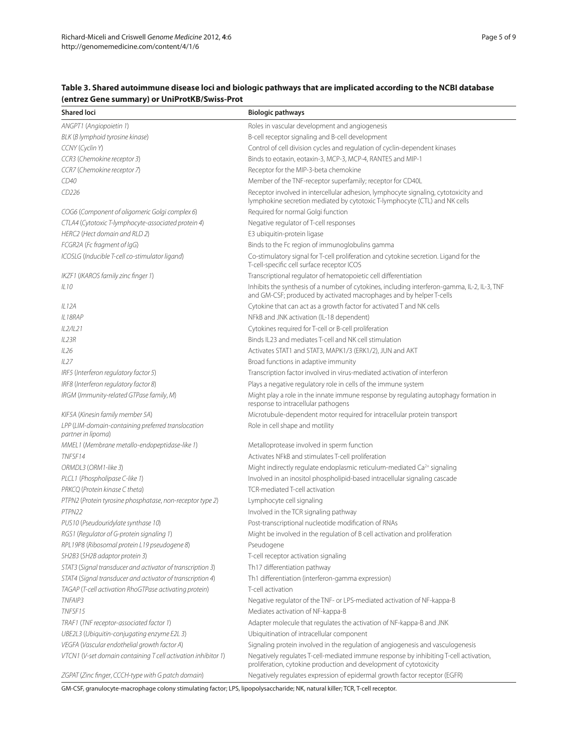**Table 3. Shared autoimmune disease loci and biologic pathways that are implicated according to the NCBI database (entrez Gene summary) or UniProtKB/Swiss-Prot**

| Shared loci | Biologic pathways |
|---|---|
| *ANGPT1* (*Angiopoietin 1*) | Roles in vascular development and angiogenesis |
| *BLK* (*B lymphoid tyrosine kinase*) | B-cell receptor signaling and B-cell development |
| *CCNY* (*Cyclin Y*) | Control of cell division cycles and regulation of cyclin-dependent kinases |
| *CCR3* (*Chemokine receptor 3*) | Binds to eotaxin, eotaxin-3, MCP-3, MCP-4, RANTES and MIP-1 |
| *CCR7* (*Chemokine receptor 7*) | Receptor for the MIP-3-beta chemokine |
| *CD40* | Member of the TNF-receptor superfamily; receptor for CD40L |
| *CD226* | Receptor involved in intercellular adhesion, lymphocyte signaling, cytotoxicity and lymphokine secretion mediated by cytotoxic T-lymphocyte (CTL) and NK cells |
| *COG6* (*Component of oligomeric Golgi complex 6*) | Required for normal Golgi function |
| *CTLA4* (*Cytotoxic T-lymphocyte-associated protein 4*) | Negative regulator of T-cell responses |
| *HERC2* (*Hect domain and RLD 2*) | E3 ubiquitin-protein ligase |
| *FCGR2A* (*Fc fragment of IgG*) | Binds to the Fc region of immunoglobulins gamma |
| *ICOSLG* (*Inducible T-cell co-stimulator ligand*) | Co-stimulatory signal for T-cell proliferation and cytokine secretion. Ligand for the T-cell-specific cell surface receptor ICOS |
| *IKZF1* (*IKAROS family zinc finger 1*) | Transcriptional regulator of hematopoietic cell differentiation |
| *IL10* | Inhibits the synthesis of a number of cytokines, including interferon-gamma, IL-2, IL-3, TNF and GM-CSF; produced by activated macrophages and by helper T-cells |
| *IL12A* | Cytokine that can act as a growth factor for activated T and NK cells |
| *IL18RAP* | NFkB and JNK activation (IL-18 dependent) |
| *IL2/IL21* | Cytokines required for T-cell or B-cell proliferation |
| *IL23R* | Binds IL23 and mediates T-cell and NK cell stimulation |
| *IL26* | Activates STAT1 and STAT3, MAPK1/3 (ERK1/2), JUN and AKT |
| *IL27* | Broad functions in adaptive immunity |
| *IRF5* (*Interferon regulatory factor 5*) | Transcription factor involved in virus-mediated activation of interferon |
| *IRF8* (*Interferon regulatory factor 8*) | Plays a negative regulatory role in cells of the immune system |
| *IRGM* (*Immunity-related GTPase family, M*) | Might play a role in the innate immune response by regulating autophagy formation in response to intracellular pathogens |
| *KIF5A* (*Kinesin family member 5A*) | Microtubule-dependent motor required for intracellular protein transport |
| *LPP* (*LIM-domain-containing preferred translocation partner in lipoma*) | Role in cell shape and motility |
| *MMEL1* (*Membrane metallo-endopeptidase-like 1*) | Metalloprotease involved in sperm function |
| *TNFSF14* | Activates NFkB and stimulates T-cell proliferation |
| *ORMDL3* (*ORM1-like 3*) | Might indirectly regulate endoplasmic reticulum-mediated $Ca^{2+}$ signaling |
| *PLCL1* (*Phospholipase C-like 1*) | Involved in an inositol phospholipid-based intracellular signaling cascade |
| *PRKCQ* (*Protein kinase C theta*) | TCR-mediated T-cell activation |
| *PTPN2* (*Protein tyrosine phosphatase, non-receptor type 2*) | Lymphocyte cell signaling |
| *PTPN22* | Involved in the TCR signaling pathway |
| *PUS10* (*Pseudouridylate synthase 10*) | Post-transcriptional nucleotide modification of RNAs |
| *RGS1* (*Regulator of G-protein signaling 1*) | Might be involved in the regulation of B cell activation and proliferation |
| *RPL19P8* (*Ribosomal protein L19 pseudogene 8*) | Pseudogene |
| *SH2B3* (*SH2B adaptor protein 3*) | T-cell receptor activation signaling |
| *STAT3* (*Signal transducer and activator of transcription 3*) | Th17 differentiation pathway |
| *STAT4* (*Signal transducer and activator of transcription 4*) | Th1 differentiation (interferon-gamma expression) |
| *TAGAP* (*T-cell activation RhoGTPase activating protein*) | T-cell activation |
| *TNFAIP3* | Negative regulator of the TNF- or LPS-mediated activation of NF-kappa-B |
| *TNFSF15* | Mediates activation of NF-kappa-B |
| *TRAF1* (*TNF receptor-associated factor 1*) | Adapter molecule that regulates the activation of NF-kappa-B and JNK |
| *UBE2L3* (*Ubiquitin-conjugating enzyme E2L 3*) | Ubiquitination of intracellular component |
| *VEGFA* (*Vascular endothelial growth factor A*) | Signaling protein involved in the regulation of angiogenesis and vasculogenesis |
| *VTCN1* (*V-set domain containing T cell activation inhibitor 1*) | Negatively regulates T-cell-mediated immune response by inhibiting T-cell activation, proliferation, cytokine production and development of cytotoxicity |
| *ZGPAT* (*Zinc finger, CCCH-type with G patch domain*) | Negatively regulates expression of epidermal growth factor receptor (EGFR) |

GM-CSF, granulocyte-macrophage colony stimulating factor; LPS, lipopolysaccharide; NK, natural killer; TCR, T-cell receptor.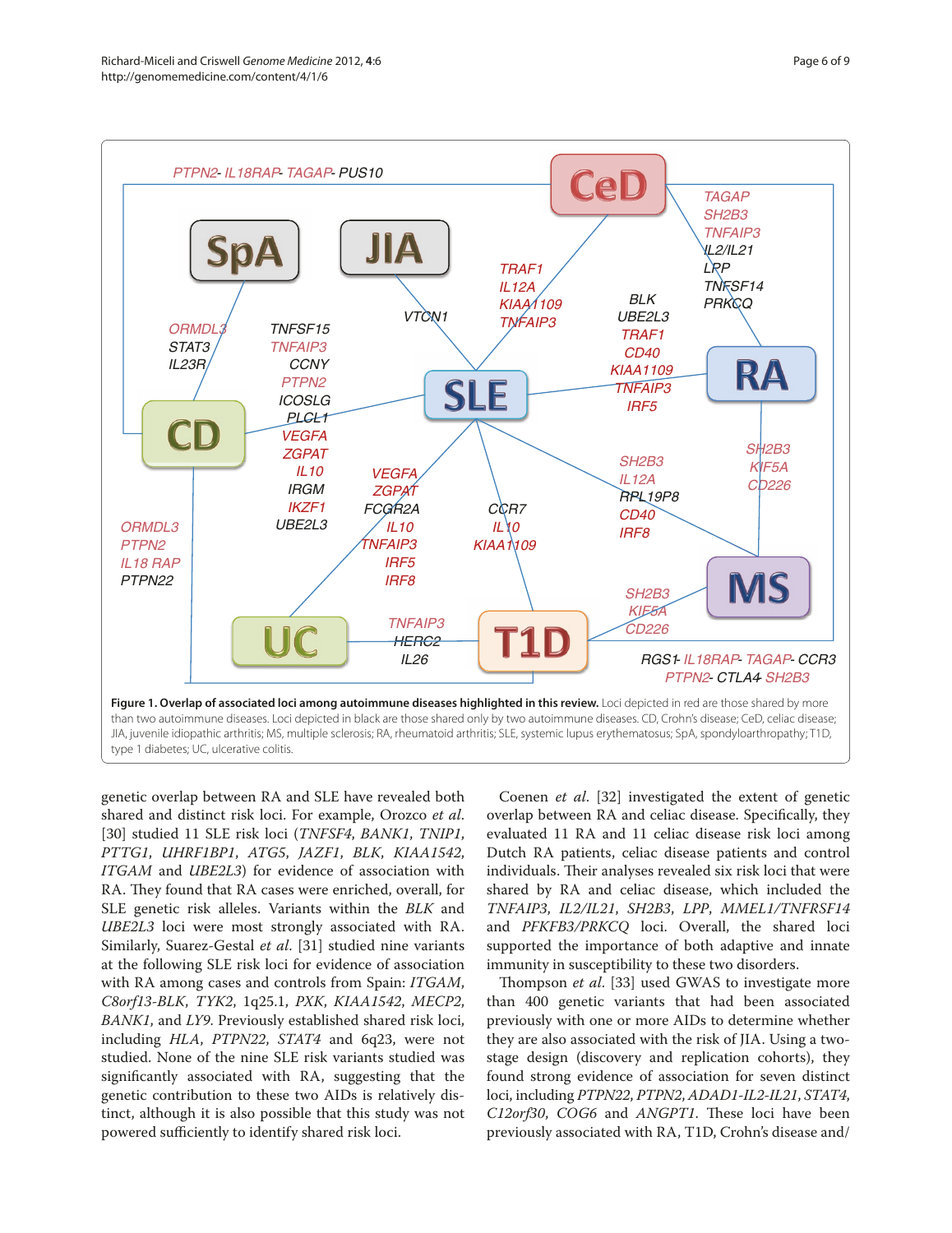PTPN2- IL18RAP- TAGAP- PUS10

CeD

TAGAP
SH2B3
TNFAIP3
IL2/IL21
LPP
TNFSF14
PRKCQ

SpA

JIA

TRAF1
IL12A
KIAA1109
TNFAIP3

BLK
UBE2L3
TRAF1
CD40
KIAA1109
TNFAIP3
IRF5

VTCN1

ORMDL3
STAT3
IL23R

TNFSF15
TNFAIP3
CCNY
PTPN2
ICOSLG
PLCL1
VEGFA
ZGPAT
IL10
IRGM
IKZF1
UBE2L3

SLE

RA

CD

SH2B3
KIF5A
CD226

SH2B3
IL12A
RPL19P8
CD40
IRF8

VEGFA
ZGPAT
FCGR2A
IL10
TNFAIP3
IRF5
IRF8

CCR7
IL10
KIAA1109

ORMDL3
PTPN2
IL18 RAP
PTPN22

MS

SH2B3
KIF5A
CD226

UC

TNFAIP3
HERC2
IL26

T1D

RGS1- IL18RAP- TAGAP- CCR3
PTPN2- CTLA4- SH2B3

**Figure 1. Overlap of associated loci among autoimmune diseases highlighted in this review.** Loci depicted in red are those shared by more than two autoimmune diseases. Loci depicted in black are those shared only by two autoimmune diseases. CD, Crohn's disease; CeD, celiac disease; JIA, juvenile idiopathic arthritis; MS, multiple sclerosis; RA, rheumatoid arthritis; SLE, systemic lupus erythematosus; SpA, spondyloarthropathy; T1D, type 1 diabetes; UC, ulcerative colitis.

genetic overlap between RA and SLE have revealed both shared and distinct risk loci. For example, Orozco *et al.* [30] studied 11 SLE risk loci (*TNFSF4*, *BANK1*, *TNIP1*, *PTTG1*, *UHRF1BP1*, *ATG5*, *JAZF1*, *BLK*, *KIAA1542*, *ITGAM* and *UBE2L3*) for evidence of association with RA. They found that RA cases were enriched, overall, for SLE genetic risk alleles. Variants within the *BLK* and *UBE2L3* loci were most strongly associated with RA. Similarly, Suarez-Gestal *et al.* [31] studied nine variants at the following SLE risk loci for evidence of association with RA among cases and controls from Spain: *ITGAM*, *C8orf13-BLK*, *TYK2*, 1q25.1, *PXK*, *KIAA1542*, *MECP2*, *BANK1*, and *LY9*. Previously established shared risk loci, including *HLA*, *PTPN22*, *STAT4* and 6q23, were not studied. None of the nine SLE risk variants studied was significantly associated with RA, suggesting that the genetic contribution to these two AIDs is relatively distinct, although it is also possible that this study was not powered sufficiently to identify shared risk loci.

Coenen *et al.* [32] investigated the extent of genetic overlap between RA and celiac disease. Specifically, they evaluated 11 RA and 11 celiac disease risk loci among Dutch RA patients, celiac disease patients and control individuals. Their analyses revealed six risk loci that were shared by RA and celiac disease, which included the *TNFAIP3*, *IL2/IL21*, *SH2B3*, *LPP*, *MMEL1/TNFRSF14* and *PFKFB3/PRKCQ* loci. Overall, the shared loci supported the importance of both adaptive and innate immunity in susceptibility to these two disorders.

Thompson *et al.* [33] used GWAS to investigate more than 400 genetic variants that had been associated previously with one or more AIDs to determine whether they are also associated with the risk of JIA. Using a two-stage design (discovery and replication cohorts), they found strong evidence of association for seven distinct loci, including *PTPN22*, *PTPN2*, *ADAD1-IL2-IL21*, *STAT4*, *C12orf30*, *COG6* and *ANGPT1*. These loci have been previously associated with RA, T1D, Crohn's disease and/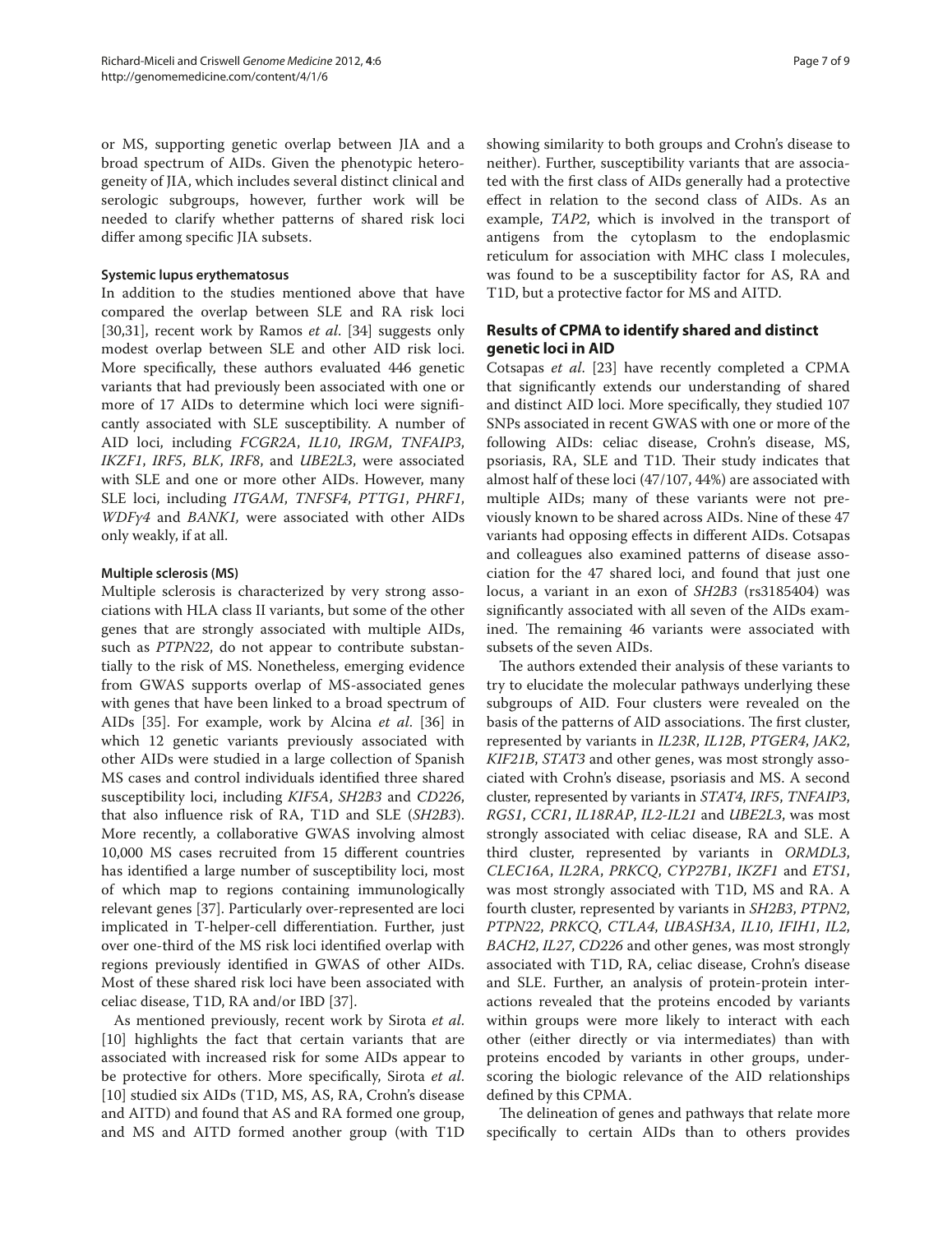or MS, supporting genetic overlap between JIA and a broad spectrum of AIDs. Given the phenotypic heterogeneity of JIA, which includes several distinct clinical and serologic subgroups, however, further work will be needed to clarify whether patterns of shared risk loci differ among specific JIA subsets.

#### Systemic lupus erythematosus

In addition to the studies mentioned above that have compared the overlap between SLE and RA risk loci [30,31], recent work by Ramos *et al*. [34] suggests only modest overlap between SLE and other AID risk loci. More specifically, these authors evaluated 446 genetic variants that had previously been associated with one or more of 17 AIDs to determine which loci were significantly associated with SLE susceptibility. A number of AID loci, including *FCGR2A*, *IL10*, *IRGM*, *TNFAIP3*, *IKZF1*, *IRF5*, *BLK*, *IRF8*, and *UBE2L3*, were associated with SLE and one or more other AIDs. However, many SLE loci, including *ITGAM*, *TNFSF4*, *PTTG1*, *PHRF1*, *WDFy4* and *BANK1,* were associated with other AIDs only weakly, if at all.

#### Multiple sclerosis (MS)

Multiple sclerosis is characterized by very strong associations with HLA class II variants, but some of the other genes that are strongly associated with multiple AIDs, such as *PTPN22*, do not appear to contribute substantially to the risk of MS. Nonetheless, emerging evidence from GWAS supports overlap of MS-associated genes with genes that have been linked to a broad spectrum of AIDs [35]. For example, work by Alcina *et al*. [36] in which 12 genetic variants previously associated with other AIDs were studied in a large collection of Spanish MS cases and control individuals identified three shared susceptibility loci, including *KIF5A*, *SH2B3* and *CD226*, that also influence risk of RA, T1D and SLE (*SH2B3*). More recently, a collaborative GWAS involving almost 10,000 MS cases recruited from 15 different countries has identified a large number of susceptibility loci, most of which map to regions containing immunologically relevant genes [37]. Particularly over-represented are loci implicated in T-helper-cell differentiation. Further, just over one-third of the MS risk loci identified overlap with regions previously identified in GWAS of other AIDs. Most of these shared risk loci have been associated with celiac disease, T1D, RA and/or IBD [37].

As mentioned previously, recent work by Sirota *et al*. [10] highlights the fact that certain variants that are associated with increased risk for some AIDs appear to be protective for others. More specifically, Sirota *et al*. [10] studied six AIDs (T1D, MS, AS, RA, Crohn's disease and AITD) and found that AS and RA formed one group, and MS and AITD formed another group (with T1D showing similarity to both groups and Crohn's disease to neither). Further, susceptibility variants that are associated with the first class of AIDs generally had a protective effect in relation to the second class of AIDs. As an example, *TAP2*, which is involved in the transport of antigens from the cytoplasm to the endoplasmic reticulum for association with MHC class I molecules, was found to be a susceptibility factor for AS, RA and T1D, but a protective factor for MS and AITD.

### Results of CPMA to identify shared and distinct genetic loci in AID

Cotsapas *et al*. [23] have recently completed a CPMA that significantly extends our understanding of shared and distinct AID loci. More specifically, they studied 107 SNPs associated in recent GWAS with one or more of the following AIDs: celiac disease, Crohn's disease, MS, psoriasis, RA, SLE and T1D. Their study indicates that almost half of these loci (47/107, 44%) are associated with multiple AIDs; many of these variants were not previously known to be shared across AIDs. Nine of these 47 variants had opposing effects in different AIDs. Cotsapas and colleagues also examined patterns of disease association for the 47 shared loci, and found that just one locus, a variant in an exon of *SH2B3* (rs3185404) was significantly associated with all seven of the AIDs examined. The remaining 46 variants were associated with subsets of the seven AIDs.

The authors extended their analysis of these variants to try to elucidate the molecular pathways underlying these subgroups of AID. Four clusters were revealed on the basis of the patterns of AID associations. The first cluster, represented by variants in *IL23R*, *IL12B*, *PTGER4*, *JAK2*, *KIF21B*, *STAT3* and other genes, was most strongly associated with Crohn's disease, psoriasis and MS. A second cluster, represented by variants in *STAT4*, *IRF5*, *TNFAIP3*, *RGS1*, *CCR1*, *IL18RAP*, *IL2-IL21* and *UBE2L3*, was most strongly associated with celiac disease, RA and SLE. A third cluster, represented by variants in *ORMDL3*, *CLEC16A*, *IL2RA*, *PRKCQ*, *CYP27B1*, *IKZF1* and *ETS1*, was most strongly associated with T1D, MS and RA. A fourth cluster, represented by variants in *SH2B3*, *PTPN2*, *PTPN22*, *PRKCQ*, *CTLA4*, *UBASH3A*, *IL10*, *IFIH1*, *IL2*, *BACH2*, *IL27*, *CD226* and other genes, was most strongly associated with T1D, RA, celiac disease, Crohn's disease and SLE. Further, an analysis of protein-protein interactions revealed that the proteins encoded by variants within groups were more likely to interact with each other (either directly or via intermediates) than with proteins encoded by variants in other groups, underscoring the biologic relevance of the AID relationships defined by this CPMA.

The delineation of genes and pathways that relate more specifically to certain AIDs than to others provides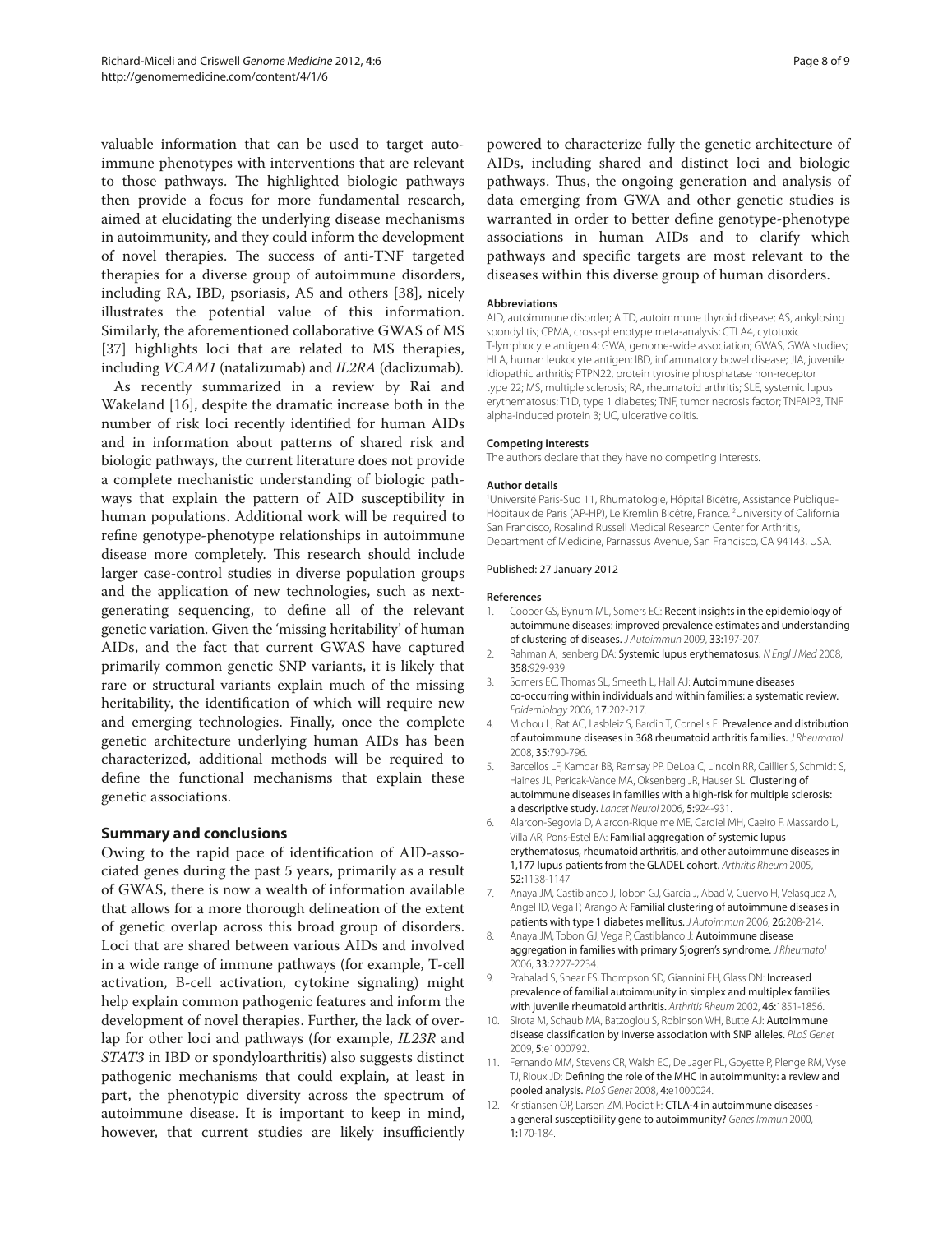valuable information that can be used to target autoimmune phenotypes with interventions that are relevant to those pathways. The highlighted biologic pathways then provide a focus for more fundamental research, aimed at elucidating the underlying disease mechanisms in autoimmunity, and they could inform the development of novel therapies. The success of anti-TNF targeted therapies for a diverse group of autoimmune disorders, including RA, IBD, psoriasis, AS and others [38], nicely illustrates the potential value of this information. Similarly, the aforementioned collaborative GWAS of MS [37] highlights loci that are related to MS therapies, including *VCAM1* (natalizumab) and *IL2RA* (daclizumab).

As recently summarized in a review by Rai and Wakeland [16], despite the dramatic increase both in the number of risk loci recently identified for human AIDs and in information about patterns of shared risk and biologic pathways, the current literature does not provide a complete mechanistic understanding of biologic pathways that explain the pattern of AID susceptibility in human populations. Additional work will be required to refine genotype-phenotype relationships in autoimmune disease more completely. This research should include larger case-control studies in diverse population groups and the application of new technologies, such as next-generating sequencing, to define all of the relevant genetic variation. Given the 'missing heritability' of human AIDs, and the fact that current GWAS have captured primarily common genetic SNP variants, it is likely that rare or structural variants explain much of the missing heritability, the identification of which will require new and emerging technologies. Finally, once the complete genetic architecture underlying human AIDs has been characterized, additional methods will be required to define the functional mechanisms that explain these genetic associations.

## Summary and conclusions

Owing to the rapid pace of identification of AID-associated genes during the past 5 years, primarily as a result of GWAS, there is now a wealth of information available that allows for a more thorough delineation of the extent of genetic overlap across this broad group of disorders. Loci that are shared between various AIDs and involved in a wide range of immune pathways (for example, T-cell activation, B-cell activation, cytokine signaling) might help explain common pathogenic features and inform the development of novel therapies. Further, the lack of overlap for other loci and pathways (for example, *IL23R* and *STAT3* in IBD or spondyloarthritis) also suggests distinct pathogenic mechanisms that could explain, at least in part, the phenotypic diversity across the spectrum of autoimmune disease. It is important to keep in mind, however, that current studies are likely insufficiently powered to characterize fully the genetic architecture of AIDs, including shared and distinct loci and biologic pathways. Thus, the ongoing generation and analysis of data emerging from GWA and other genetic studies is warranted in order to better define genotype-phenotype associations in human AIDs and to clarify which pathways and specific targets are most relevant to the diseases within this diverse group of human disorders.

#### Abbreviations

AID, autoimmune disorder; AITD, autoimmune thyroid disease; AS, ankylosing spondylitis; CPMA, cross-phenotype meta-analysis; CTLA4, cytotoxic T-lymphocyte antigen 4; GWA, genome-wide association; GWAS, GWA studies; HLA, human leukocyte antigen; IBD, inflammatory bowel disease; JIA, juvenile idiopathic arthritis; PTPN22, protein tyrosine phosphatase non-receptor type 22; MS, multiple sclerosis; RA, rheumatoid arthritis; SLE, systemic lupus erythematosus; T1D, type 1 diabetes; TNF, tumor necrosis factor; TNFAIP3, TNF alpha-induced protein 3; UC, ulcerative colitis.

#### Competing interests

The authors declare that they have no competing interests.

#### Author details

[1]Université Paris-Sud 11, Rhumatologie, Hôpital Bicêtre, Assistance Publique-Hôpitaux de Paris (AP-HP), Le Kremlin Bicêtre, France. [2]University of California San Francisco, Rosalind Russell Medical Research Center for Arthritis, Department of Medicine, Parnassus Avenue, San Francisco, CA 94143, USA.

Published: 27 January 2012

#### References

1. Cooper GS, Bynum ML, Somers EC: **Recent insights in the epidemiology of autoimmune diseases: improved prevalence estimates and understanding of clustering of diseases.** *J Autoimmun* 2009, **33:**197-207.
2. Rahman A, Isenberg DA: **Systemic lupus erythematosus.** *N Engl J Med* 2008, **358:**929-939.
3. Somers EC, Thomas SL, Smeeth L, Hall AJ: **Autoimmune diseases co-occurring within individuals and within families: a systematic review.** *Epidemiology* 2006, **17:**202-217.
4. Michou L, Rat AC, Lasbleiz S, Bardin T, Cornelis F: **Prevalence and distribution of autoimmune diseases in 368 rheumatoid arthritis families.** *J Rheumatol* 2008, **35:**790-796.
5. Barcellos LF, Kamdar BB, Ramsay PP, DeLoa C, Lincoln RR, Caillier S, Schmidt S, Haines JL, Pericak-Vance MA, Oksenberg JR, Hauser SL: **Clustering of autoimmune diseases in families with a high-risk for multiple sclerosis: a descriptive study.** *Lancet Neurol* 2006, **5:**924-931.
6. Alarcon-Segovia D, Alarcon-Riquelme ME, Cardiel MH, Caeiro F, Massardo L, Villa AR, Pons-Estel BA: **Familial aggregation of systemic lupus erythematosus, rheumatoid arthritis, and other autoimmune diseases in 1,177 lupus patients from the GLADEL cohort.** *Arthritis Rheum* 2005, **52:**1138-1147.
7. Anaya JM, Castiblanco J, Tobon GJ, Garcia J, Abad V, Cuervo H, Velasquez A, Angel ID, Vega P, Arango A: **Familial clustering of autoimmune diseases in patients with type 1 diabetes mellitus.** *J Autoimmun* 2006, **26:**208-214.
8. Anaya JM, Tobon GJ, Vega P, Castiblanco J: **Autoimmune disease aggregation in families with primary Sjogren's syndrome.** *J Rheumatol* 2006, **33:**2227-2234.
9. Prahalad S, Shear ES, Thompson SD, Giannini EH, Glass DN: **Increased prevalence of familial autoimmunity in simplex and multiplex families with juvenile rheumatoid arthritis.** *Arthritis Rheum* 2002, **46:**1851-1856.
10. Sirota M, Schaub MA, Batzoglou S, Robinson WH, Butte AJ: **Autoimmune disease classification by inverse association with SNP alleles.** *PLoS Genet* 2009, **5:**e1000792.
11. Fernando MM, Stevens CR, Walsh EC, De Jager PL, Goyette P, Plenge RM, Vyse TJ, Rioux JD: **Defining the role of the MHC in autoimmunity: a review and pooled analysis.** *PLoS Genet* 2008, **4:**e1000024.
12. Kristiansen OP, Larsen ZM, Pociot F: **CTLA-4 in autoimmune diseases - a general susceptibility gene to autoimmunity?** *Genes Immun* 2000, **1:**170-184.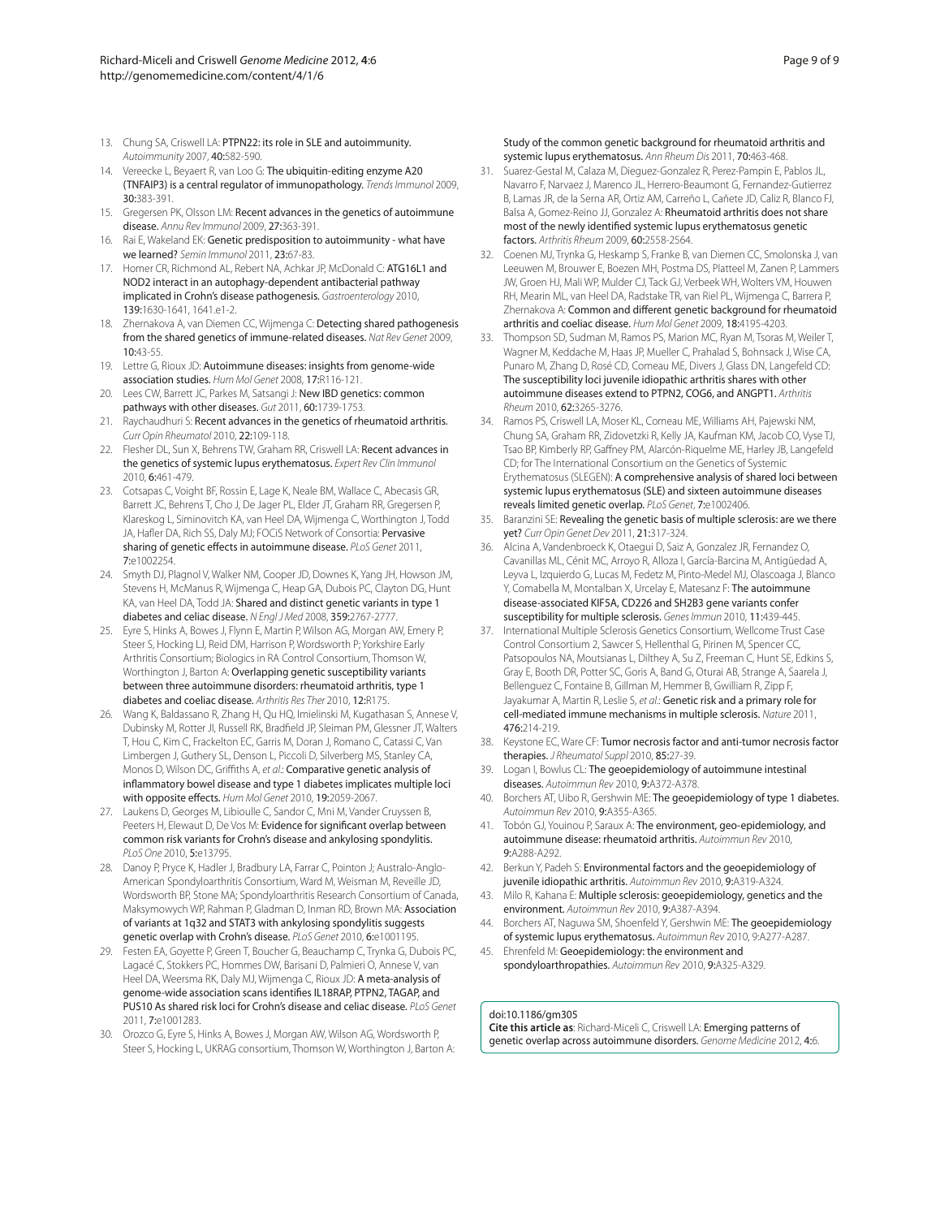13. Chung SA, Criswell LA: **PTPN22: its role in SLE and autoimmunity.** *Autoimmunity* 2007, **40:**582-590.
14. Vereecke L, Beyaert R, van Loo G: **The ubiquitin-editing enzyme A20 (TNFAIP3) is a central regulator of immunopathology.** *Trends Immunol* 2009, **30:**383-391.
15. Gregersen PK, Olsson LM: **Recent advances in the genetics of autoimmune disease.** *Annu Rev Immunol* 2009, **27:**363-391.
16. Rai E, Wakeland EK: **Genetic predisposition to autoimmunity - what have we learned?** *Semin Immunol* 2011, **23:**67-83.
17. Homer CR, Richmond AL, Rebert NA, Achkar JP, McDonald C: **ATG16L1 and NOD2 interact in an autophagy-dependent antibacterial pathway implicated in Crohn's disease pathogenesis.** *Gastroenterology* 2010, **139:**1630-1641, 1641.e1-2.
18. Zhernakova A, van Diemen CC, Wijmenga C: **Detecting shared pathogenesis from the shared genetics of immune-related diseases.** *Nat Rev Genet* 2009, **10:**43-55.
19. Lettre G, Rioux JD: **Autoimmune diseases: insights from genome-wide association studies.** *Hum Mol Genet* 2008, **17:**R116-121.
20. Lees CW, Barrett JC, Parkes M, Satsangi J: **New IBD genetics: common pathways with other diseases.** *Gut* 2011, **60:**1739-1753.
21. Raychaudhuri S: **Recent advances in the genetics of rheumatoid arthritis.** *Curr Opin Rheumatol* 2010, **22:**109-118.
22. Flesher DL, Sun X, Behrens TW, Graham RR, Criswell LA: **Recent advances in the genetics of systemic lupus erythematosus.** *Expert Rev Clin Immunol* 2010, **6:**461-479.
23. Cotsapas C, Voight BF, Rossin E, Lage K, Neale BM, Wallace C, Abecasis GR, Barrett JC, Behrens T, Cho J, De Jager PL, Elder JT, Graham RR, Gregersen P, Klareskog L, Siminovitch KA, van Heel DA, Wijmenga C, Worthington J, Todd JA, Hafler DA, Rich SS, Daly MJ; FOCiS Network of Consortia: **Pervasive sharing of genetic effects in autoimmune disease.** *PLoS Genet* 2011, **7:**e1002254.
24. Smyth DJ, Plagnol V, Walker NM, Cooper JD, Downes K, Yang JH, Howson JM, Stevens H, McManus R, Wijmenga C, Heap GA, Dubois PC, Clayton DG, Hunt KA, van Heel DA, Todd JA: **Shared and distinct genetic variants in type 1 diabetes and celiac disease.** *N Engl J Med* 2008, **359:**2767-2777.
25. Eyre S, Hinks A, Bowes J, Flynn E, Martin P, Wilson AG, Morgan AW, Emery P, Steer S, Hocking LJ, Reid DM, Harrison P, Wordsworth P; Yorkshire Early Arthritis Consortium; Biologics in RA Control Consortium, Thomson W, Worthington J, Barton A: **Overlapping genetic susceptibility variants between three autoimmune disorders: rheumatoid arthritis, type 1 diabetes and coeliac disease.** *Arthritis Res Ther* 2010, **12:**R175.
26. Wang K, Baldassano R, Zhang H, Qu HQ, Imielinski M, Kugathasan S, Annese V, Dubinsky M, Rotter JI, Russell RK, Bradfield JP, Sleiman PM, Glessner JT, Walters T, Hou C, Kim C, Frackelton EC, Garris M, Doran J, Romano C, Catassi C, Van Limbergen J, Guthery SL, Denson L, Piccoli D, Silverberg MS, Stanley CA, Monos D, Wilson DC, Griffiths A, *et al.*: **Comparative genetic analysis of inflammatory bowel disease and type 1 diabetes implicates multiple loci with opposite effects.** *Hum Mol Genet* 2010, **19:**2059-2067.
27. Laukens D, Georges M, Libioulle C, Sandor C, Mni M, Vander Cruyssen B, Peeters H, Elewaut D, De Vos M: **Evidence for significant overlap between common risk variants for Crohn's disease and ankylosing spondylitis.** *PLoS One* 2010, **5:**e13795.
28. Danoy P, Pryce K, Hadler J, Bradbury LA, Farrar C, Pointon J; Australo-Anglo-American Spondyloarthritis Consortium, Ward M, Weisman M, Reveille JD, Wordsworth BP, Stone MA; Spondyloarthritis Research Consortium of Canada, Maksymowych WP, Rahman P, Gladman D, Inman RD, Brown MA: **Association of variants at 1q32 and STAT3 with ankylosing spondylitis suggests genetic overlap with Crohn's disease.** *PLoS Genet* 2010, **6:**e1001195.
29. Festen EA, Goyette P, Green T, Boucher G, Beauchamp C, Trynka G, Dubois PC, Lagacé C, Stokkers PC, Hommes DW, Barisani D, Palmieri O, Annese V, van Heel DA, Weersma RK, Daly MJ, Wijmenga C, Rioux JD: **A meta-analysis of genome-wide association scans identifies IL18RAP, PTPN2, TAGAP, and PUS10 As shared risk loci for Crohn's disease and celiac disease.** *PLoS Genet* 2011, **7:**e1001283.
30. Orozco G, Eyre S, Hinks A, Bowes J, Morgan AW, Wilson AG, Wordsworth P, Steer S, Hocking L, UKRAG consortium, Thomson W, Worthington J, Barton A: **Study of the common genetic background for rheumatoid arthritis and systemic lupus erythematosus.** *Ann Rheum Dis* 2011, **70:**463-468.
31. Suarez-Gestal M, Calaza M, Dieguez-Gonzalez R, Perez-Pampin E, Pablos JL, Navarro F, Narvaez J, Marenco JL, Herrero-Beaumont G, Fernandez-Gutierrez B, Lamas JR, de la Serna AR, Ortiz AM, Carreño L, Cañete JD, Caliz R, Blanco FJ, Balsa A, Gomez-Reino JJ, Gonzalez A: **Rheumatoid arthritis does not share most of the newly identified systemic lupus erythematosus genetic factors.** *Arthritis Rheum* 2009, **60:**2558-2564.
32. Coenen MJ, Trynka G, Heskamp S, Franke B, van Diemen CC, Smolonska J, van Leeuwen M, Brouwer E, Boezen MH, Postma DS, Platteel M, Zanen P, Lammers JW, Groen HJ, Mali WP, Mulder CJ, Tack GJ, Verbeek WH, Wolters VM, Houwen RH, Mearin ML, van Heel DA, Radstake TR, van Riel PL, Wijmenga C, Barrera P, Zhernakova A: **Common and different genetic background for rheumatoid arthritis and coeliac disease.** *Hum Mol Genet* 2009, **18:**4195-4203.
33. Thompson SD, Sudman M, Ramos PS, Marion MC, Ryan M, Tsoras M, Weiler T, Wagner M, Keddache M, Haas JP, Mueller C, Prahalad S, Bohnsack J, Wise CA, Punaro M, Zhang D, Rosé CD, Comeau ME, Divers J, Glass DN, Langefeld CD: **The susceptibility loci juvenile idiopathic arthritis shares with other autoimmune diseases extend to PTPN2, COG6, and ANGPT1.** *Arthritis Rheum* 2010, **62:**3265-3276.
34. Ramos PS, Criswell LA, Moser KL, Comeau ME, Williams AH, Pajewski NM, Chung SA, Graham RR, Zidovetzki R, Kelly JA, Kaufman KM, Jacob CO, Vyse TJ, Tsao BP, Kimberly RP, Gaffney PM, Alarcón-Riquelme ME, Harley JB, Langefeld CD; for The International Consortium on the Genetics of Systemic Erythematosus (SLEGEN): **A comprehensive analysis of shared loci between systemic lupus erythematosus (SLE) and sixteen autoimmune diseases reveals limited genetic overlap.** *PLoS Genet*, **7:**e1002406.
35. Baranzini SE: **Revealing the genetic basis of multiple sclerosis: are we there yet?** *Curr Opin Genet Dev* 2011, **21:**317-324.
36. Alcina A, Vandenbroeck K, Otaegui D, Saiz A, Gonzalez JR, Fernandez O, Cavanillas ML, Cénit MC, Arroyo R, Alloza I, García-Barcina M, Antigüedad A, Leyva L, Izquierdo G, Lucas M, Fedetz M, Pinto-Medel MJ, Olascoaga J, Blanco Y, Comabella M, Montalban X, Urcelay E, Matesanz F: **The autoimmune disease-associated KIF5A, CD226 and SH2B3 gene variants confer susceptibility for multiple sclerosis.** *Genes Immun* 2010, **11:**439-445.
37. International Multiple Sclerosis Genetics Consortium, Wellcome Trust Case Control Consortium 2, Sawcer S, Hellenthal G, Pirinen M, Spencer CC, Patsopoulos NA, Moutsianas L, Dilthey A, Su Z, Freeman C, Hunt SE, Edkins S, Gray E, Booth DR, Potter SC, Goris A, Band G, Oturai AB, Strange A, Saarela J, Bellenguez C, Fontaine B, Gillman M, Hemmer B, Gwilliam R, Zipp F, Jayakumar A, Martin R, Leslie S, *et al.*: **Genetic risk and a primary role for cell-mediated immune mechanisms in multiple sclerosis.** *Nature* 2011, **476:**214-219.
38. Keystone EC, Ware CF: **Tumor necrosis factor and anti-tumor necrosis factor therapies.** *J Rheumatol Suppl* 2010, **85:**27-39.
39. Logan I, Bowlus CL: **The geoepidemiology of autoimmune intestinal diseases.** *Autoimmun Rev* 2010, **9:**A372-A378.
40. Borchers AT, Uibo R, Gershwin ME: **The geoepidemiology of type 1 diabetes.** *Autoimmun Rev* 2010, **9:**A355-A365.
41. Tobón GJ, Youinou P, Saraux A: **The environment, geo-epidemiology, and autoimmune disease: rheumatoid arthritis.** *Autoimmun Rev* 2010, **9:**A288-A292.
42. Berkun Y, Padeh S: **Environmental factors and the geoepidemiology of juvenile idiopathic arthritis.** *Autoimmun Rev* 2010, **9:**A319-A324.
43. Milo R, Kahana E: **Multiple sclerosis: geoepidemiology, genetics and the environment.** *Autoimmun Rev* 2010, **9:**A387-A394.
44. Borchers AT, Naguwa SM, Shoenfeld Y, Gershwin ME: **The geoepidemiology of systemic lupus erythematosus.** *Autoimmun Rev* 2010, 9:A277-A287.
45. Ehrenfeld M: **Geoepidemiology: the environment and spondyloarthropathies.** *Autoimmun Rev* 2010, **9:**A325-A329.

doi:10.1186/gm305

**Cite this article as**: Richard-Miceli C, Criswell LA: **Emerging patterns of genetic overlap across autoimmune disorders.** *Genome Medicine* 2012, **4:**6.